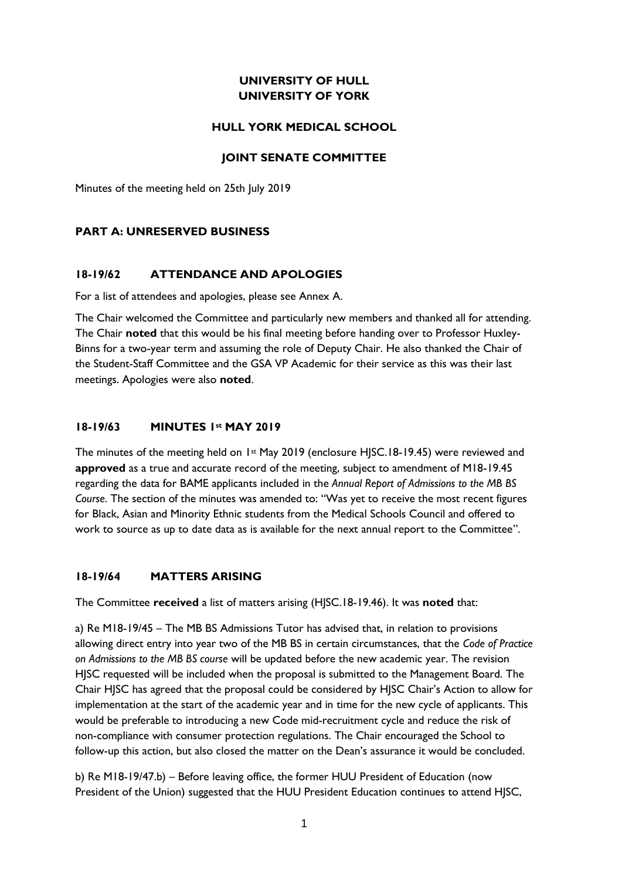**UNIVERSITY OF HULL**
**UNIVERSITY OF YORK**

**HULL YORK MEDICAL SCHOOL**

**JOINT SENATE COMMITTEE**

Minutes of the meeting held on 25th July 2019

## PART A: UNRESERVED BUSINESS

### 18-19/62 ATTENDANCE AND APOLOGIES

For a list of attendees and apologies, please see Annex A.

The Chair welcomed the Committee and particularly new members and thanked all for attending. The Chair **noted** that this would be his final meeting before handing over to Professor Huxley-Binns for a two-year term and assuming the role of Deputy Chair. He also thanked the Chair of the Student-Staff Committee and the GSA VP Academic for their service as this was their last meetings. Apologies were also **noted**.

### 18-19/63 MINUTES 1st MAY 2019

The minutes of the meeting held on 1st May 2019 (enclosure HJSC.18-19.45) were reviewed and **approved** as a true and accurate record of the meeting, subject to amendment of M18-19.45 regarding the data for BAME applicants included in the *Annual Report of Admissions to the MB BS Course*. The section of the minutes was amended to: "Was yet to receive the most recent figures for Black, Asian and Minority Ethnic students from the Medical Schools Council and offered to work to source as up to date data as is available for the next annual report to the Committee".

### 18-19/64 MATTERS ARISING

The Committee **received** a list of matters arising (HJSC.18-19.46). It was **noted** that:

a) Re M18-19/45 – The MB BS Admissions Tutor has advised that, in relation to provisions allowing direct entry into year two of the MB BS in certain circumstances, that the *Code of Practice on Admissions to the MB BS course* will be updated before the new academic year. The revision HJSC requested will be included when the proposal is submitted to the Management Board. The Chair HJSC has agreed that the proposal could be considered by HJSC Chair's Action to allow for implementation at the start of the academic year and in time for the new cycle of applicants. This would be preferable to introducing a new Code mid-recruitment cycle and reduce the risk of non-compliance with consumer protection regulations. The Chair encouraged the School to follow-up this action, but also closed the matter on the Dean's assurance it would be concluded.

b) Re M18-19/47.b) – Before leaving office, the former HUU President of Education (now President of the Union) suggested that the HUU President Education continues to attend HJSC,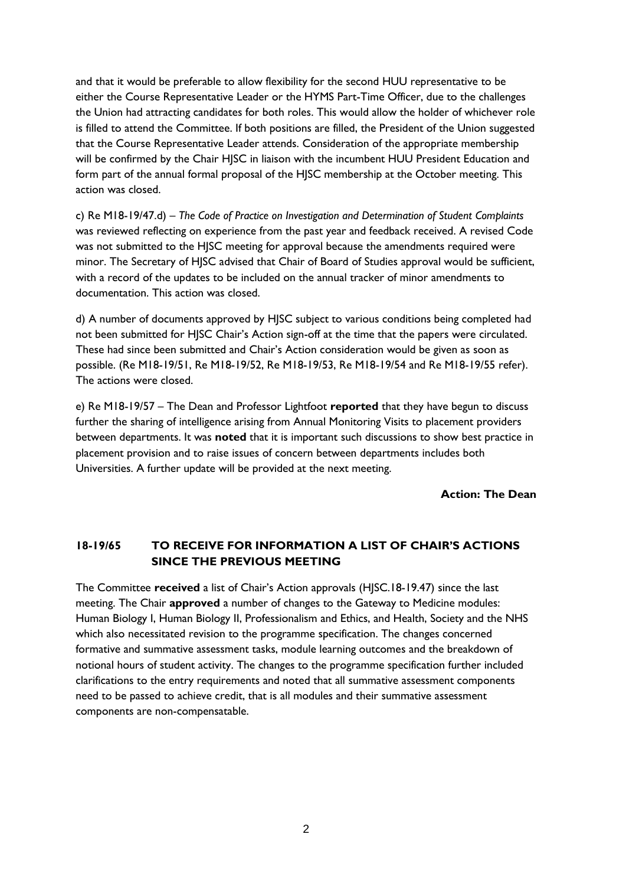and that it would be preferable to allow flexibility for the second HUU representative to be either the Course Representative Leader or the HYMS Part-Time Officer, due to the challenges the Union had attracting candidates for both roles. This would allow the holder of whichever role is filled to attend the Committee. If both positions are filled, the President of the Union suggested that the Course Representative Leader attends. Consideration of the appropriate membership will be confirmed by the Chair HJSC in liaison with the incumbent HUU President Education and form part of the annual formal proposal of the HJSC membership at the October meeting. This action was closed.

c) Re M18-19/47.d) – *The Code of Practice on Investigation and Determination of Student Complaints* was reviewed reflecting on experience from the past year and feedback received. A revised Code was not submitted to the HJSC meeting for approval because the amendments required were minor. The Secretary of HJSC advised that Chair of Board of Studies approval would be sufficient, with a record of the updates to be included on the annual tracker of minor amendments to documentation. This action was closed.

d) A number of documents approved by HJSC subject to various conditions being completed had not been submitted for HJSC Chair's Action sign-off at the time that the papers were circulated. These had since been submitted and Chair's Action consideration would be given as soon as possible. (Re M18-19/51, Re M18-19/52, Re M18-19/53, Re M18-19/54 and Re M18-19/55 refer). The actions were closed.

e) Re M18-19/57 – The Dean and Professor Lightfoot **reported** that they have begun to discuss further the sharing of intelligence arising from Annual Monitoring Visits to placement providers between departments. It was **noted** that it is important such discussions to show best practice in placement provision and to raise issues of concern between departments includes both Universities. A further update will be provided at the next meeting.

**Action: The Dean**

## 18-19/65 TO RECEIVE FOR INFORMATION A LIST OF CHAIR'S ACTIONS SINCE THE PREVIOUS MEETING

The Committee **received** a list of Chair's Action approvals (HJSC.18-19.47) since the last meeting. The Chair **approved** a number of changes to the Gateway to Medicine modules: Human Biology I, Human Biology II, Professionalism and Ethics, and Health, Society and the NHS which also necessitated revision to the programme specification. The changes concerned formative and summative assessment tasks, module learning outcomes and the breakdown of notional hours of student activity. The changes to the programme specification further included clarifications to the entry requirements and noted that all summative assessment components need to be passed to achieve credit, that is all modules and their summative assessment components are non-compensatable.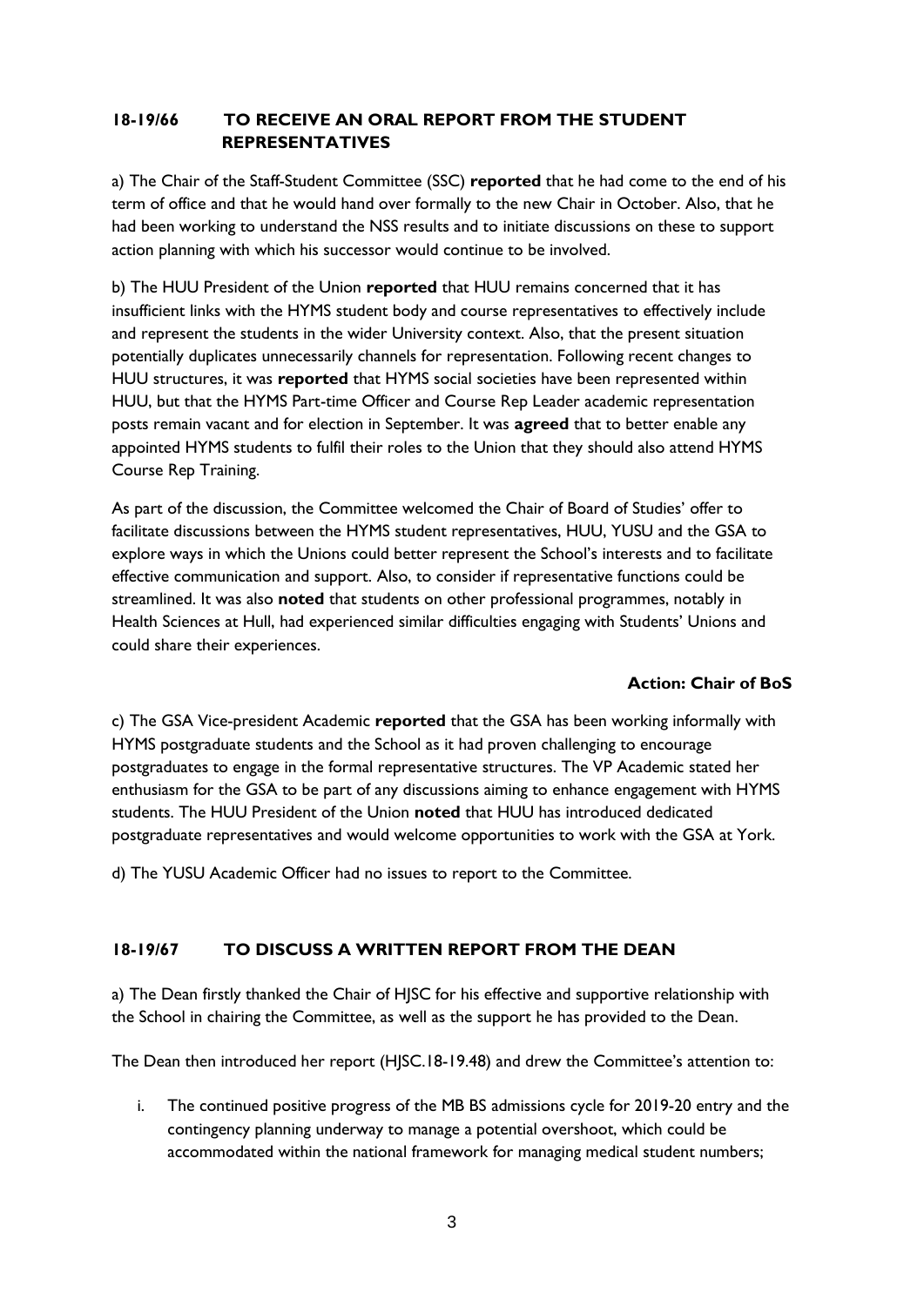## 18-19/66 TO RECEIVE AN ORAL REPORT FROM THE STUDENT REPRESENTATIVES

a) The Chair of the Staff-Student Committee (SSC) **reported** that he had come to the end of his term of office and that he would hand over formally to the new Chair in October. Also, that he had been working to understand the NSS results and to initiate discussions on these to support action planning with which his successor would continue to be involved.

b) The HUU President of the Union **reported** that HUU remains concerned that it has insufficient links with the HYMS student body and course representatives to effectively include and represent the students in the wider University context. Also, that the present situation potentially duplicates unnecessarily channels for representation. Following recent changes to HUU structures, it was **reported** that HYMS social societies have been represented within HUU, but that the HYMS Part-time Officer and Course Rep Leader academic representation posts remain vacant and for election in September. It was **agreed** that to better enable any appointed HYMS students to fulfil their roles to the Union that they should also attend HYMS Course Rep Training.

As part of the discussion, the Committee welcomed the Chair of Board of Studies' offer to facilitate discussions between the HYMS student representatives, HUU, YUSU and the GSA to explore ways in which the Unions could better represent the School's interests and to facilitate effective communication and support. Also, to consider if representative functions could be streamlined. It was also **noted** that students on other professional programmes, notably in Health Sciences at Hull, had experienced similar difficulties engaging with Students' Unions and could share their experiences.

**Action: Chair of BoS**

c) The GSA Vice-president Academic **reported** that the GSA has been working informally with HYMS postgraduate students and the School as it had proven challenging to encourage postgraduates to engage in the formal representative structures. The VP Academic stated her enthusiasm for the GSA to be part of any discussions aiming to enhance engagement with HYMS students. The HUU President of the Union **noted** that HUU has introduced dedicated postgraduate representatives and would welcome opportunities to work with the GSA at York.

d) The YUSU Academic Officer had no issues to report to the Committee.

## 18-19/67 TO DISCUSS A WRITTEN REPORT FROM THE DEAN

a) The Dean firstly thanked the Chair of HJSC for his effective and supportive relationship with the School in chairing the Committee, as well as the support he has provided to the Dean.

The Dean then introduced her report (HJSC.18-19.48) and drew the Committee's attention to:

i. The continued positive progress of the MB BS admissions cycle for 2019-20 entry and the contingency planning underway to manage a potential overshoot, which could be accommodated within the national framework for managing medical student numbers;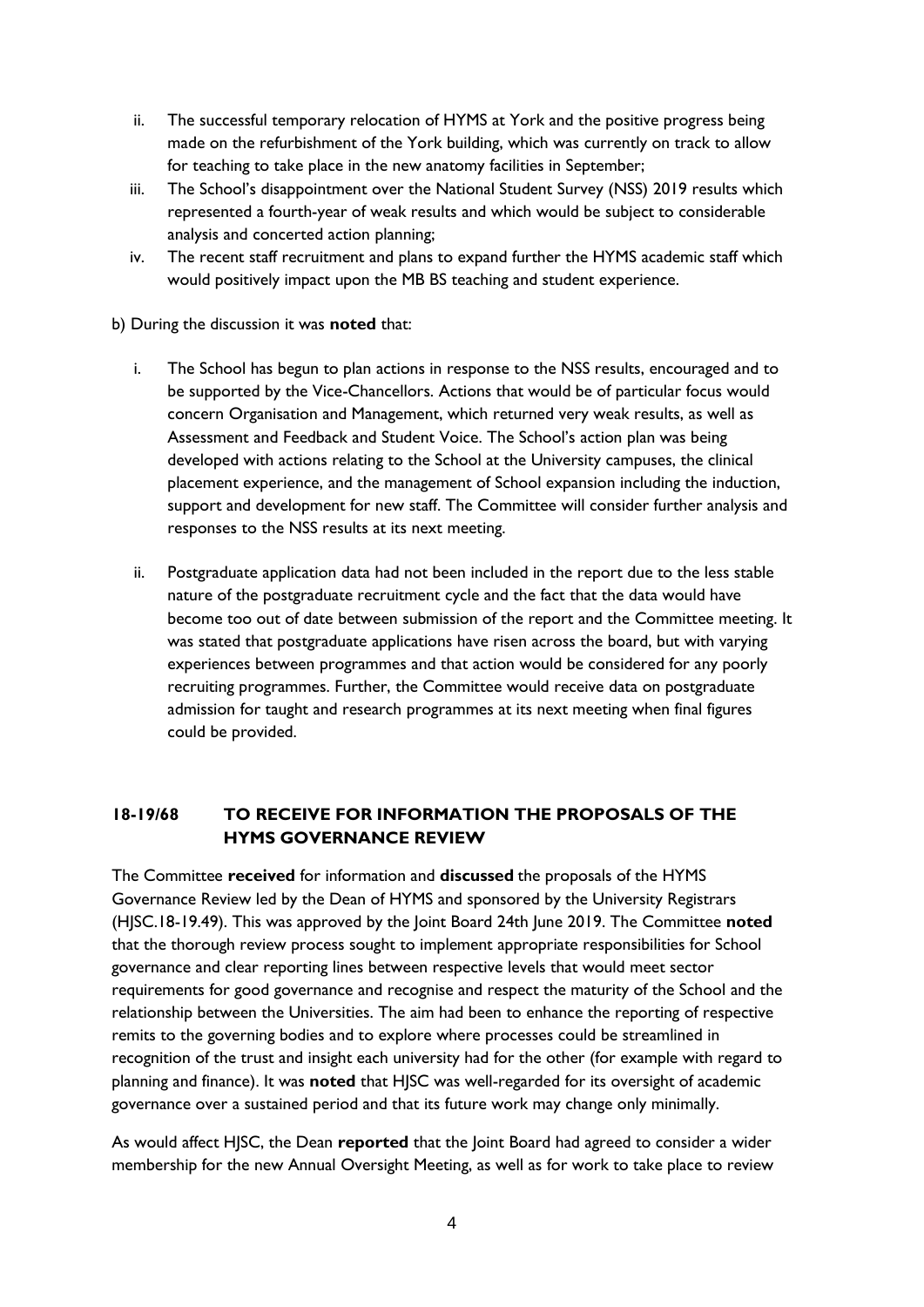ii. The successful temporary relocation of HYMS at York and the positive progress being made on the refurbishment of the York building, which was currently on track to allow for teaching to take place in the new anatomy facilities in September;

iii. The School's disappointment over the National Student Survey (NSS) 2019 results which represented a fourth-year of weak results and which would be subject to considerable analysis and concerted action planning;

iv. The recent staff recruitment and plans to expand further the HYMS academic staff which would positively impact upon the MB BS teaching and student experience.

b) During the discussion it was **noted** that:

i. The School has begun to plan actions in response to the NSS results, encouraged and to be supported by the Vice-Chancellors. Actions that would be of particular focus would concern Organisation and Management, which returned very weak results, as well as Assessment and Feedback and Student Voice. The School's action plan was being developed with actions relating to the School at the University campuses, the clinical placement experience, and the management of School expansion including the induction, support and development for new staff. The Committee will consider further analysis and responses to the NSS results at its next meeting.

ii. Postgraduate application data had not been included in the report due to the less stable nature of the postgraduate recruitment cycle and the fact that the data would have become too out of date between submission of the report and the Committee meeting. It was stated that postgraduate applications have risen across the board, but with varying experiences between programmes and that action would be considered for any poorly recruiting programmes. Further, the Committee would receive data on postgraduate admission for taught and research programmes at its next meeting when final figures could be provided.

### 18-19/68 TO RECEIVE FOR INFORMATION THE PROPOSALS OF THE HYMS GOVERNANCE REVIEW

The Committee **received** for information and **discussed** the proposals of the HYMS Governance Review led by the Dean of HYMS and sponsored by the University Registrars (HJSC.18-19.49). This was approved by the Joint Board 24th June 2019. The Committee **noted** that the thorough review process sought to implement appropriate responsibilities for School governance and clear reporting lines between respective levels that would meet sector requirements for good governance and recognise and respect the maturity of the School and the relationship between the Universities. The aim had been to enhance the reporting of respective remits to the governing bodies and to explore where processes could be streamlined in recognition of the trust and insight each university had for the other (for example with regard to planning and finance). It was **noted** that HJSC was well-regarded for its oversight of academic governance over a sustained period and that its future work may change only minimally.

As would affect HJSC, the Dean **reported** that the Joint Board had agreed to consider a wider membership for the new Annual Oversight Meeting, as well as for work to take place to review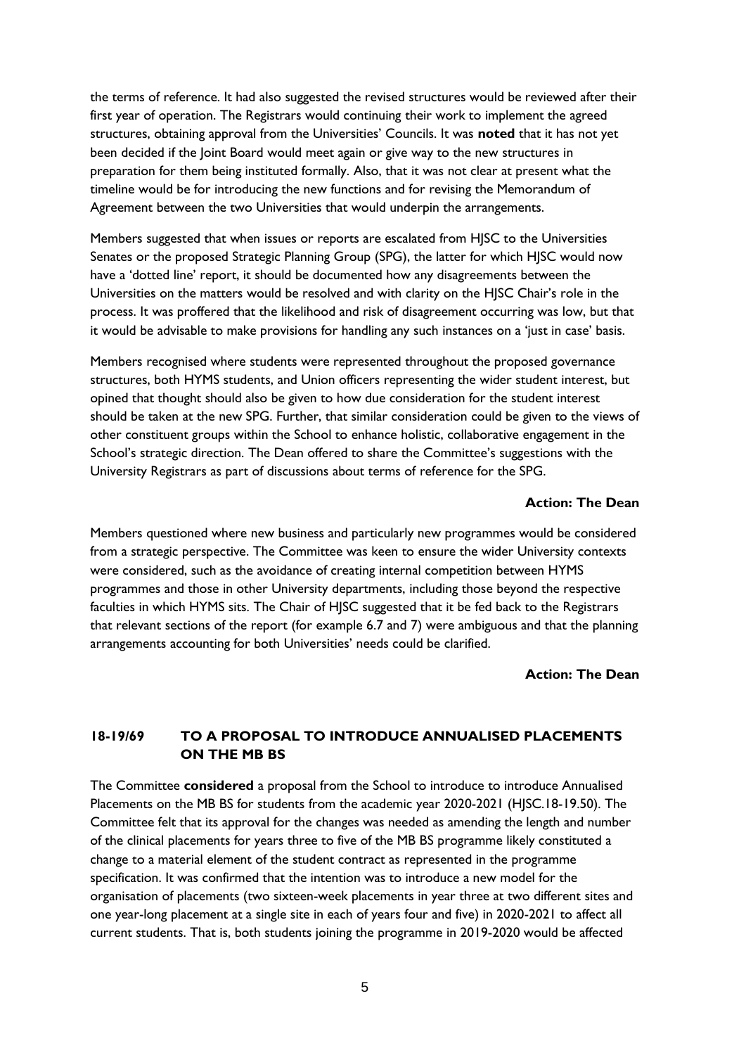the terms of reference. It had also suggested the revised structures would be reviewed after their first year of operation. The Registrars would continuing their work to implement the agreed structures, obtaining approval from the Universities' Councils. It was **noted** that it has not yet been decided if the Joint Board would meet again or give way to the new structures in preparation for them being instituted formally. Also, that it was not clear at present what the timeline would be for introducing the new functions and for revising the Memorandum of Agreement between the two Universities that would underpin the arrangements.

Members suggested that when issues or reports are escalated from HJSC to the Universities Senates or the proposed Strategic Planning Group (SPG), the latter for which HJSC would now have a 'dotted line' report, it should be documented how any disagreements between the Universities on the matters would be resolved and with clarity on the HJSC Chair's role in the process. It was proffered that the likelihood and risk of disagreement occurring was low, but that it would be advisable to make provisions for handling any such instances on a 'just in case' basis.

Members recognised where students were represented throughout the proposed governance structures, both HYMS students, and Union officers representing the wider student interest, but opined that thought should also be given to how due consideration for the student interest should be taken at the new SPG. Further, that similar consideration could be given to the views of other constituent groups within the School to enhance holistic, collaborative engagement in the School's strategic direction. The Dean offered to share the Committee's suggestions with the University Registrars as part of discussions about terms of reference for the SPG.

**Action: The Dean**

Members questioned where new business and particularly new programmes would be considered from a strategic perspective. The Committee was keen to ensure the wider University contexts were considered, such as the avoidance of creating internal competition between HYMS programmes and those in other University departments, including those beyond the respective faculties in which HYMS sits. The Chair of HJSC suggested that it be fed back to the Registrars that relevant sections of the report (for example 6.7 and 7) were ambiguous and that the planning arrangements accounting for both Universities' needs could be clarified.

**Action: The Dean**

## 18-19/69 TO A PROPOSAL TO INTRODUCE ANNUALISED PLACEMENTS ON THE MB BS

The Committee **considered** a proposal from the School to introduce to introduce Annualised Placements on the MB BS for students from the academic year 2020-2021 (HJSC.18-19.50). The Committee felt that its approval for the changes was needed as amending the length and number of the clinical placements for years three to five of the MB BS programme likely constituted a change to a material element of the student contract as represented in the programme specification. It was confirmed that the intention was to introduce a new model for the organisation of placements (two sixteen-week placements in year three at two different sites and one year-long placement at a single site in each of years four and five) in 2020-2021 to affect all current students. That is, both students joining the programme in 2019-2020 would be affected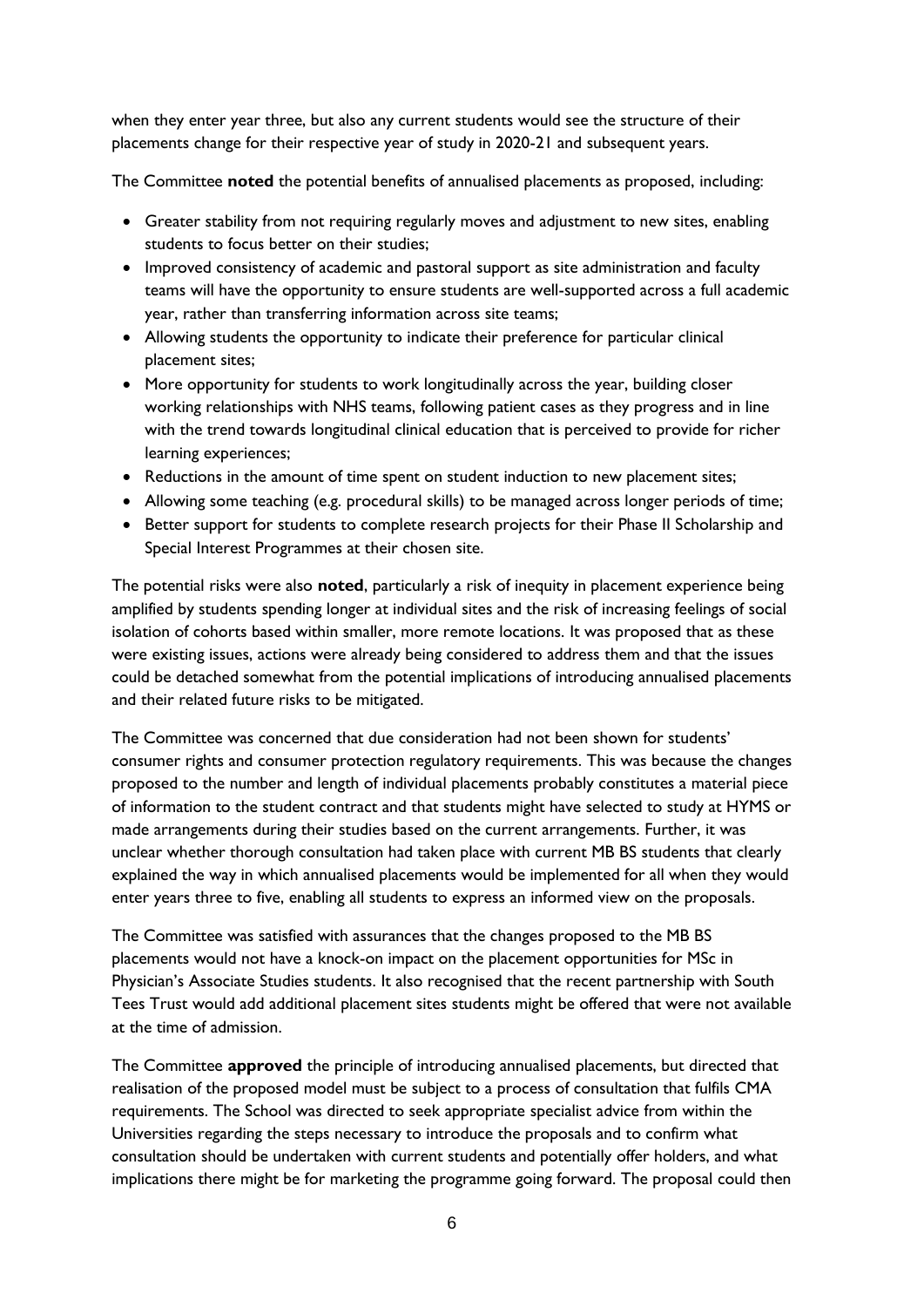when they enter year three, but also any current students would see the structure of their placements change for their respective year of study in 2020-21 and subsequent years.

The Committee **noted** the potential benefits of annualised placements as proposed, including:

- Greater stability from not requiring regularly moves and adjustment to new sites, enabling students to focus better on their studies;
- Improved consistency of academic and pastoral support as site administration and faculty teams will have the opportunity to ensure students are well-supported across a full academic year, rather than transferring information across site teams;
- Allowing students the opportunity to indicate their preference for particular clinical placement sites;
- More opportunity for students to work longitudinally across the year, building closer working relationships with NHS teams, following patient cases as they progress and in line with the trend towards longitudinal clinical education that is perceived to provide for richer learning experiences;
- Reductions in the amount of time spent on student induction to new placement sites;
- Allowing some teaching (e.g. procedural skills) to be managed across longer periods of time;
- Better support for students to complete research projects for their Phase II Scholarship and Special Interest Programmes at their chosen site.

The potential risks were also **noted**, particularly a risk of inequity in placement experience being amplified by students spending longer at individual sites and the risk of increasing feelings of social isolation of cohorts based within smaller, more remote locations. It was proposed that as these were existing issues, actions were already being considered to address them and that the issues could be detached somewhat from the potential implications of introducing annualised placements and their related future risks to be mitigated.

The Committee was concerned that due consideration had not been shown for students' consumer rights and consumer protection regulatory requirements. This was because the changes proposed to the number and length of individual placements probably constitutes a material piece of information to the student contract and that students might have selected to study at HYMS or made arrangements during their studies based on the current arrangements. Further, it was unclear whether thorough consultation had taken place with current MB BS students that clearly explained the way in which annualised placements would be implemented for all when they would enter years three to five, enabling all students to express an informed view on the proposals.

The Committee was satisfied with assurances that the changes proposed to the MB BS placements would not have a knock-on impact on the placement opportunities for MSc in Physician's Associate Studies students. It also recognised that the recent partnership with South Tees Trust would add additional placement sites students might be offered that were not available at the time of admission.

The Committee **approved** the principle of introducing annualised placements, but directed that realisation of the proposed model must be subject to a process of consultation that fulfils CMA requirements. The School was directed to seek appropriate specialist advice from within the Universities regarding the steps necessary to introduce the proposals and to confirm what consultation should be undertaken with current students and potentially offer holders, and what implications there might be for marketing the programme going forward. The proposal could then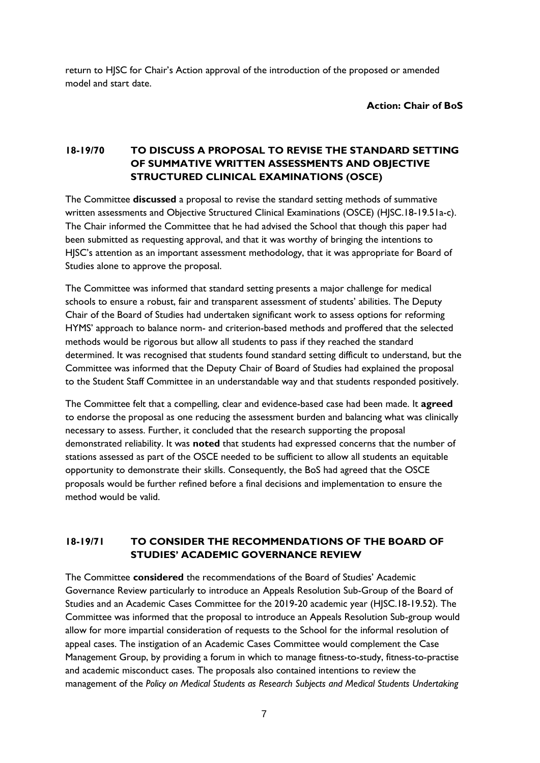return to HJSC for Chair's Action approval of the introduction of the proposed or amended model and start date.

**Action: Chair of BoS**

## 18-19/70 TO DISCUSS A PROPOSAL TO REVISE THE STANDARD SETTING OF SUMMATIVE WRITTEN ASSESSMENTS AND OBJECTIVE STRUCTURED CLINICAL EXAMINATIONS (OSCE)

The Committee **discussed** a proposal to revise the standard setting methods of summative written assessments and Objective Structured Clinical Examinations (OSCE) (HJSC.18-19.51a-c). The Chair informed the Committee that he had advised the School that though this paper had been submitted as requesting approval, and that it was worthy of bringing the intentions to HJSC's attention as an important assessment methodology, that it was appropriate for Board of Studies alone to approve the proposal.

The Committee was informed that standard setting presents a major challenge for medical schools to ensure a robust, fair and transparent assessment of students' abilities. The Deputy Chair of the Board of Studies had undertaken significant work to assess options for reforming HYMS' approach to balance norm- and criterion-based methods and proffered that the selected methods would be rigorous but allow all students to pass if they reached the standard determined. It was recognised that students found standard setting difficult to understand, but the Committee was informed that the Deputy Chair of Board of Studies had explained the proposal to the Student Staff Committee in an understandable way and that students responded positively.

The Committee felt that a compelling, clear and evidence-based case had been made. It **agreed** to endorse the proposal as one reducing the assessment burden and balancing what was clinically necessary to assess. Further, it concluded that the research supporting the proposal demonstrated reliability. It was **noted** that students had expressed concerns that the number of stations assessed as part of the OSCE needed to be sufficient to allow all students an equitable opportunity to demonstrate their skills. Consequently, the BoS had agreed that the OSCE proposals would be further refined before a final decisions and implementation to ensure the method would be valid.

## 18-19/71 TO CONSIDER THE RECOMMENDATIONS OF THE BOARD OF STUDIES' ACADEMIC GOVERNANCE REVIEW

The Committee **considered** the recommendations of the Board of Studies' Academic Governance Review particularly to introduce an Appeals Resolution Sub-Group of the Board of Studies and an Academic Cases Committee for the 2019-20 academic year (HJSC.18-19.52). The Committee was informed that the proposal to introduce an Appeals Resolution Sub-group would allow for more impartial consideration of requests to the School for the informal resolution of appeal cases. The instigation of an Academic Cases Committee would complement the Case Management Group, by providing a forum in which to manage fitness-to-study, fitness-to-practise and academic misconduct cases. The proposals also contained intentions to review the management of the *Policy on Medical Students as Research Subjects and Medical Students Undertaking*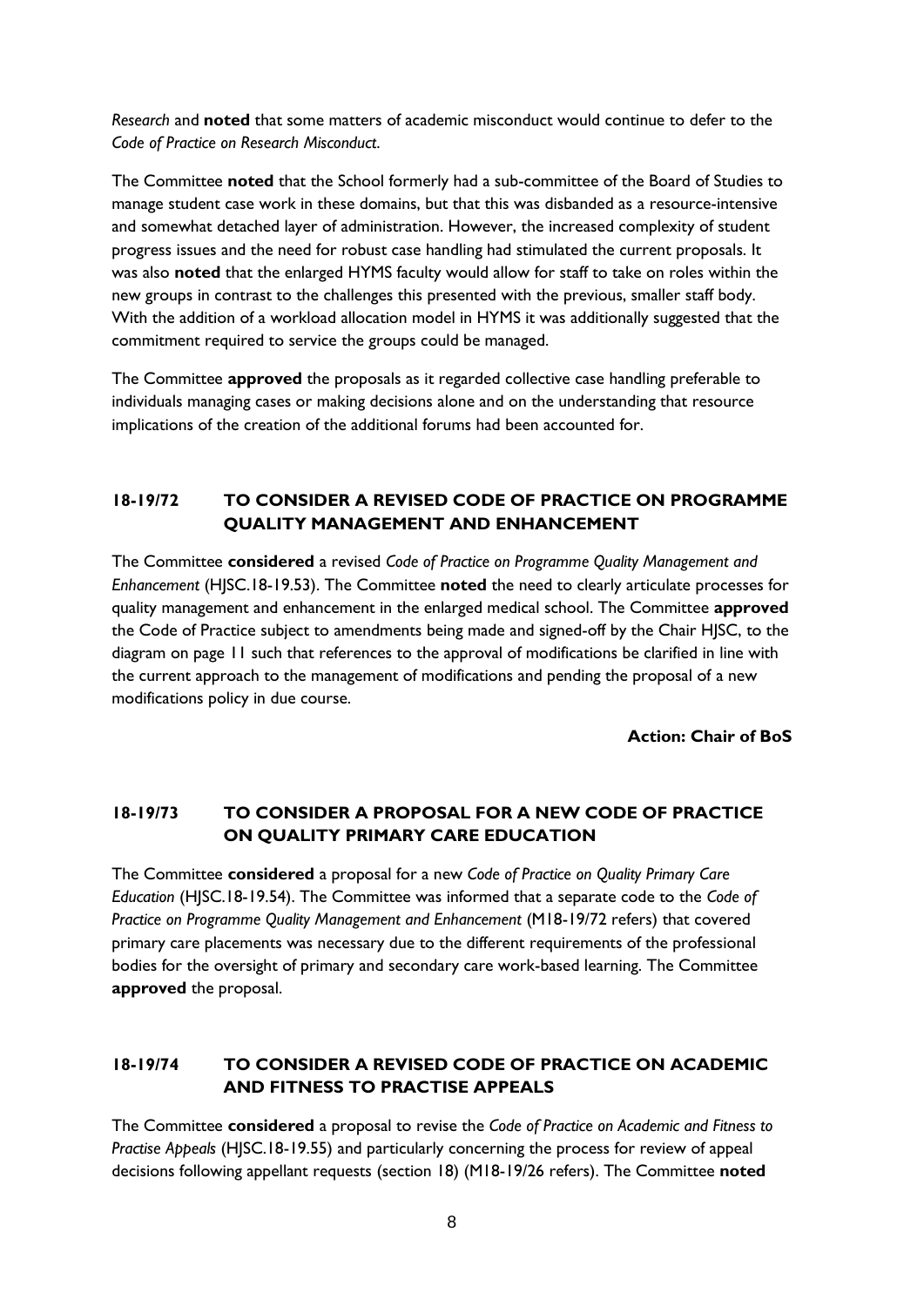*Research* and **noted** that some matters of academic misconduct would continue to defer to the *Code of Practice on Research Misconduct*.

The Committee **noted** that the School formerly had a sub-committee of the Board of Studies to manage student case work in these domains, but that this was disbanded as a resource-intensive and somewhat detached layer of administration. However, the increased complexity of student progress issues and the need for robust case handling had stimulated the current proposals. It was also **noted** that the enlarged HYMS faculty would allow for staff to take on roles within the new groups in contrast to the challenges this presented with the previous, smaller staff body. With the addition of a workload allocation model in HYMS it was additionally suggested that the commitment required to service the groups could be managed.

The Committee **approved** the proposals as it regarded collective case handling preferable to individuals managing cases or making decisions alone and on the understanding that resource implications of the creation of the additional forums had been accounted for.

## 18-19/72 TO CONSIDER A REVISED CODE OF PRACTICE ON PROGRAMME QUALITY MANAGEMENT AND ENHANCEMENT

The Committee **considered** a revised *Code of Practice on Programme Quality Management and Enhancement* (HJSC.18-19.53). The Committee **noted** the need to clearly articulate processes for quality management and enhancement in the enlarged medical school. The Committee **approved** the Code of Practice subject to amendments being made and signed-off by the Chair HJSC, to the diagram on page 11 such that references to the approval of modifications be clarified in line with the current approach to the management of modifications and pending the proposal of a new modifications policy in due course.

**Action: Chair of BoS**

## 18-19/73 TO CONSIDER A PROPOSAL FOR A NEW CODE OF PRACTICE ON QUALITY PRIMARY CARE EDUCATION

The Committee **considered** a proposal for a new *Code of Practice on Quality Primary Care Education* (HJSC.18-19.54). The Committee was informed that a separate code to the *Code of Practice on Programme Quality Management and Enhancement* (M18-19/72 refers) that covered primary care placements was necessary due to the different requirements of the professional bodies for the oversight of primary and secondary care work-based learning. The Committee **approved** the proposal.

## 18-19/74 TO CONSIDER A REVISED CODE OF PRACTICE ON ACADEMIC AND FITNESS TO PRACTISE APPEALS

The Committee **considered** a proposal to revise the *Code of Practice on Academic and Fitness to Practise Appeals* (HJSC.18-19.55) and particularly concerning the process for review of appeal decisions following appellant requests (section 18) (M18-19/26 refers). The Committee **noted**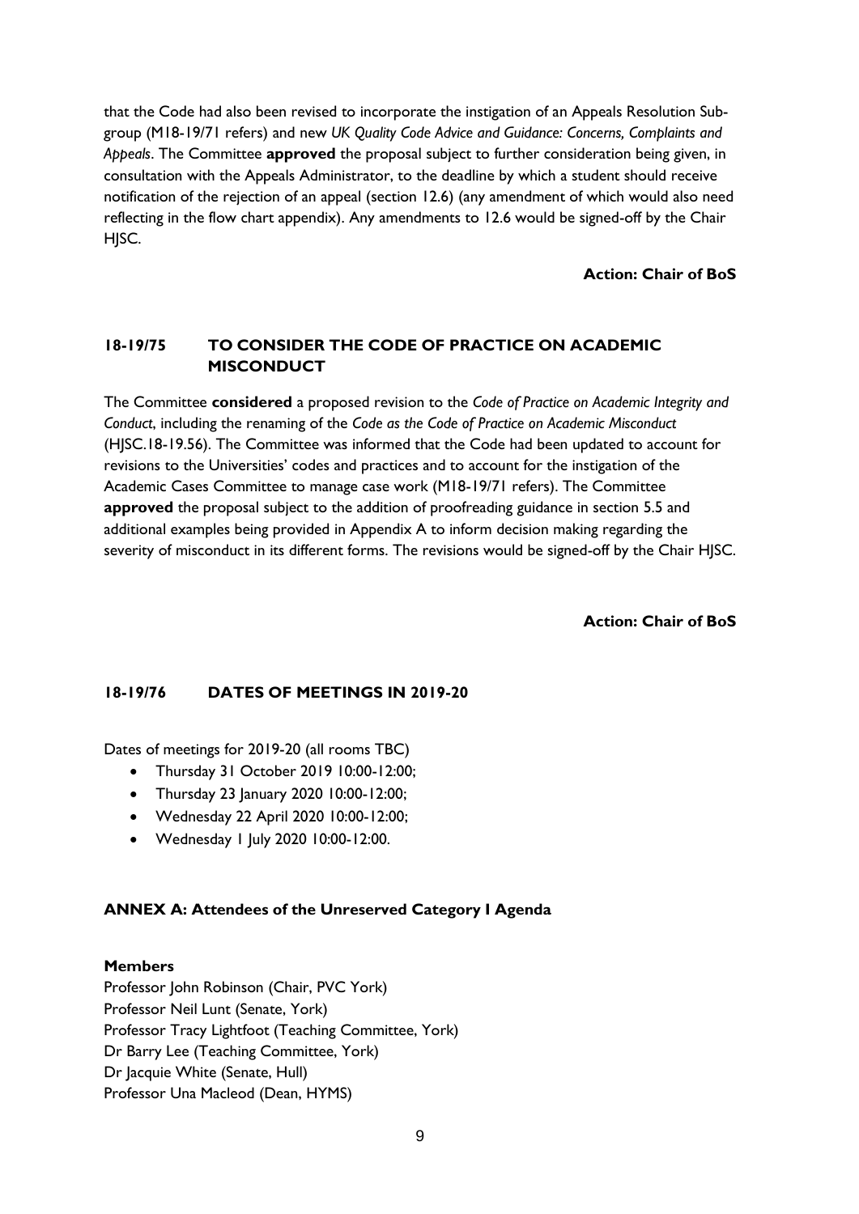that the Code had also been revised to incorporate the instigation of an Appeals Resolution Sub-group (M18-19/71 refers) and new *UK Quality Code Advice and Guidance: Concerns, Complaints and Appeals*. The Committee **approved** the proposal subject to further consideration being given, in consultation with the Appeals Administrator, to the deadline by which a student should receive notification of the rejection of an appeal (section 12.6) (any amendment of which would also need reflecting in the flow chart appendix). Any amendments to 12.6 would be signed-off by the Chair HJSC.

**Action: Chair of BoS**

## 18-19/75 TO CONSIDER THE CODE OF PRACTICE ON ACADEMIC MISCONDUCT

The Committee **considered** a proposed revision to the *Code of Practice on Academic Integrity and Conduct*, including the renaming of the *Code as the Code of Practice on Academic Misconduct* (HJSC.18-19.56). The Committee was informed that the Code had been updated to account for revisions to the Universities' codes and practices and to account for the instigation of the Academic Cases Committee to manage case work (M18-19/71 refers). The Committee **approved** the proposal subject to the addition of proofreading guidance in section 5.5 and additional examples being provided in Appendix A to inform decision making regarding the severity of misconduct in its different forms. The revisions would be signed-off by the Chair HJSC.

**Action: Chair of BoS**

## 18-19/76 DATES OF MEETINGS IN 2019-20

Dates of meetings for 2019-20 (all rooms TBC)

- Thursday 31 October 2019 10:00-12:00;
- Thursday 23 January 2020 10:00-12:00;
- Wednesday 22 April 2020 10:00-12:00;
- Wednesday 1 July 2020 10:00-12:00.

## ANNEX A: Attendees of the Unreserved Category I Agenda

**Members**

Professor John Robinson (Chair, PVC York)
Professor Neil Lunt (Senate, York)
Professor Tracy Lightfoot (Teaching Committee, York)
Dr Barry Lee (Teaching Committee, York)
Dr Jacquie White (Senate, Hull)
Professor Una Macleod (Dean, HYMS)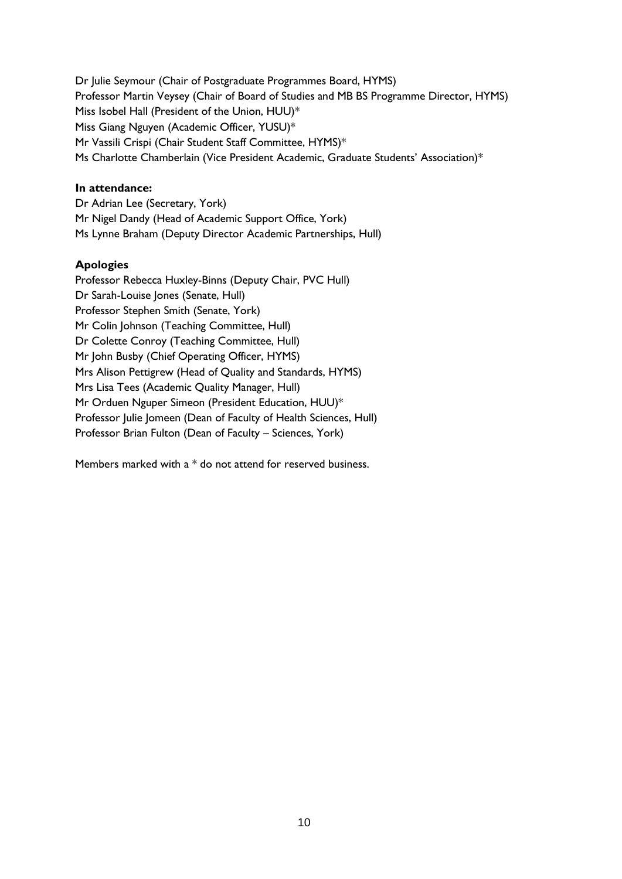Dr Julie Seymour (Chair of Postgraduate Programmes Board, HYMS)
Professor Martin Veysey (Chair of Board of Studies and MB BS Programme Director, HYMS)
Miss Isobel Hall (President of the Union, HUU)*
Miss Giang Nguyen (Academic Officer, YUSU)*
Mr Vassili Crispi (Chair Student Staff Committee, HYMS)*
Ms Charlotte Chamberlain (Vice President Academic, Graduate Students' Association)*

**In attendance:**

Dr Adrian Lee (Secretary, York)
Mr Nigel Dandy (Head of Academic Support Office, York)
Ms Lynne Braham (Deputy Director Academic Partnerships, Hull)

**Apologies**

Professor Rebecca Huxley-Binns (Deputy Chair, PVC Hull)
Dr Sarah-Louise Jones (Senate, Hull)
Professor Stephen Smith (Senate, York)
Mr Colin Johnson (Teaching Committee, Hull)
Dr Colette Conroy (Teaching Committee, Hull)
Mr John Busby (Chief Operating Officer, HYMS)
Mrs Alison Pettigrew (Head of Quality and Standards, HYMS)
Mrs Lisa Tees (Academic Quality Manager, Hull)
Mr Orduen Nguper Simeon (President Education, HUU)*
Professor Julie Jomeen (Dean of Faculty of Health Sciences, Hull)
Professor Brian Fulton (Dean of Faculty – Sciences, York)

Members marked with a * do not attend for reserved business.